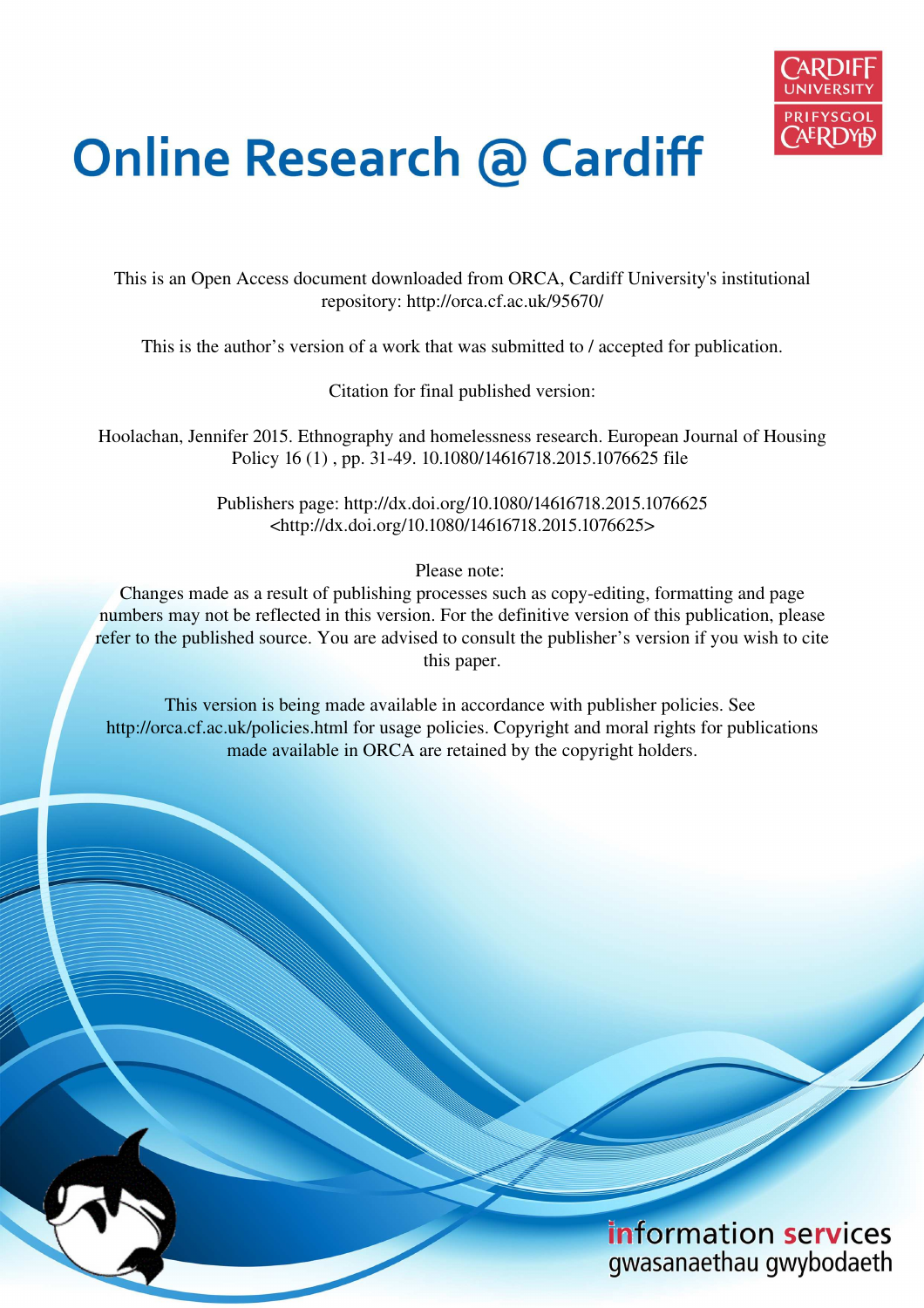# Online Research @ Cardiff

This is an Open Access document downloaded from ORCA, Cardiff University's institutional repository: http://orca.cf.ac.uk/95670/

This is the author's version of a work that was submitted to / accepted for publication.

Citation for final published version:

Hoolachan, Jennifer 2015. Ethnography and homelessness research. European Journal of Housing Policy 16 (1) , pp. 31-49. 10.1080/14616718.2015.1076625 file

Publishers page: http://dx.doi.org/10.1080/14616718.2015.1076625 <http://dx.doi.org/10.1080/14616718.2015.1076625>

Please note:
Changes made as a result of publishing processes such as copy-editing, formatting and page numbers may not be reflected in this version. For the definitive version of this publication, please refer to the published source. You are advised to consult the publisher's version if you wish to cite this paper.

This version is being made available in accordance with publisher policies. See http://orca.cf.ac.uk/policies.html for usage policies. Copyright and moral rights for publications made available in ORCA are retained by the copyright holders.

information services
gwasanaethau gwybodaeth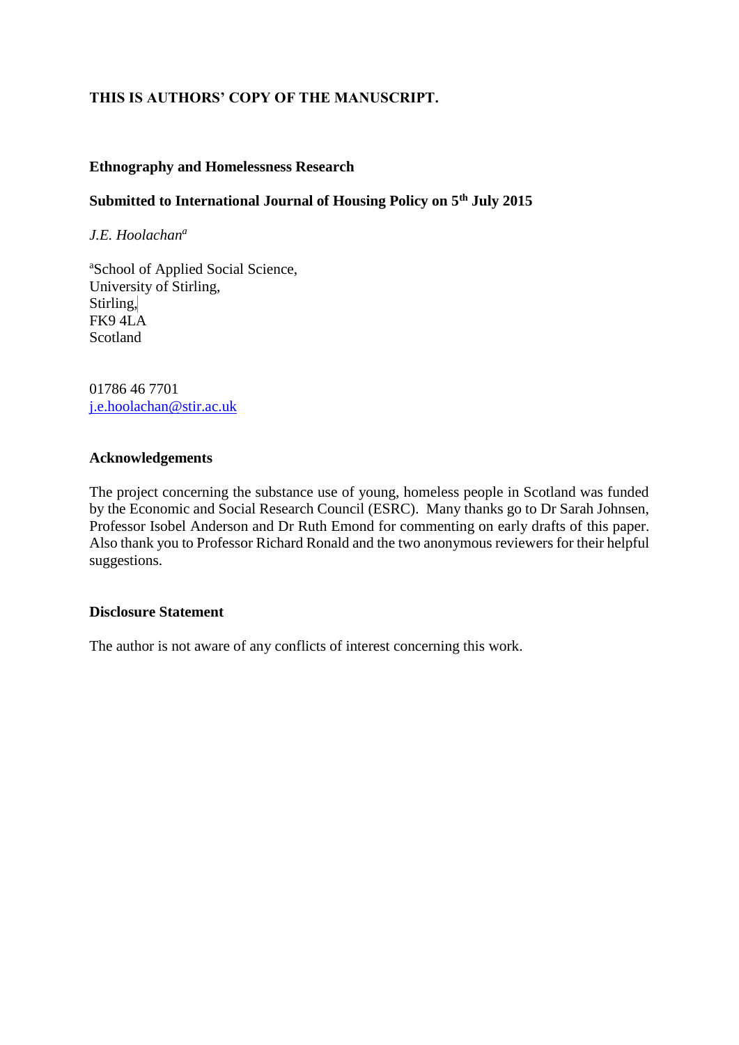**THIS IS AUTHORS' COPY OF THE MANUSCRIPT.**

**Ethnography and Homelessness Research**

**Submitted to International Journal of Housing Policy on 5th July 2015**

*J.E. Hoolachan*[a]

[a]School of Applied Social Science,
University of Stirling,
Stirling,
FK9 4LA
Scotland

01786 46 7701
j.e.hoolachan@stir.ac.uk

## Acknowledgements

The project concerning the substance use of young, homeless people in Scotland was funded by the Economic and Social Research Council (ESRC). Many thanks go to Dr Sarah Johnsen, Professor Isobel Anderson and Dr Ruth Emond for commenting on early drafts of this paper. Also thank you to Professor Richard Ronald and the two anonymous reviewers for their helpful suggestions.

## Disclosure Statement

The author is not aware of any conflicts of interest concerning this work.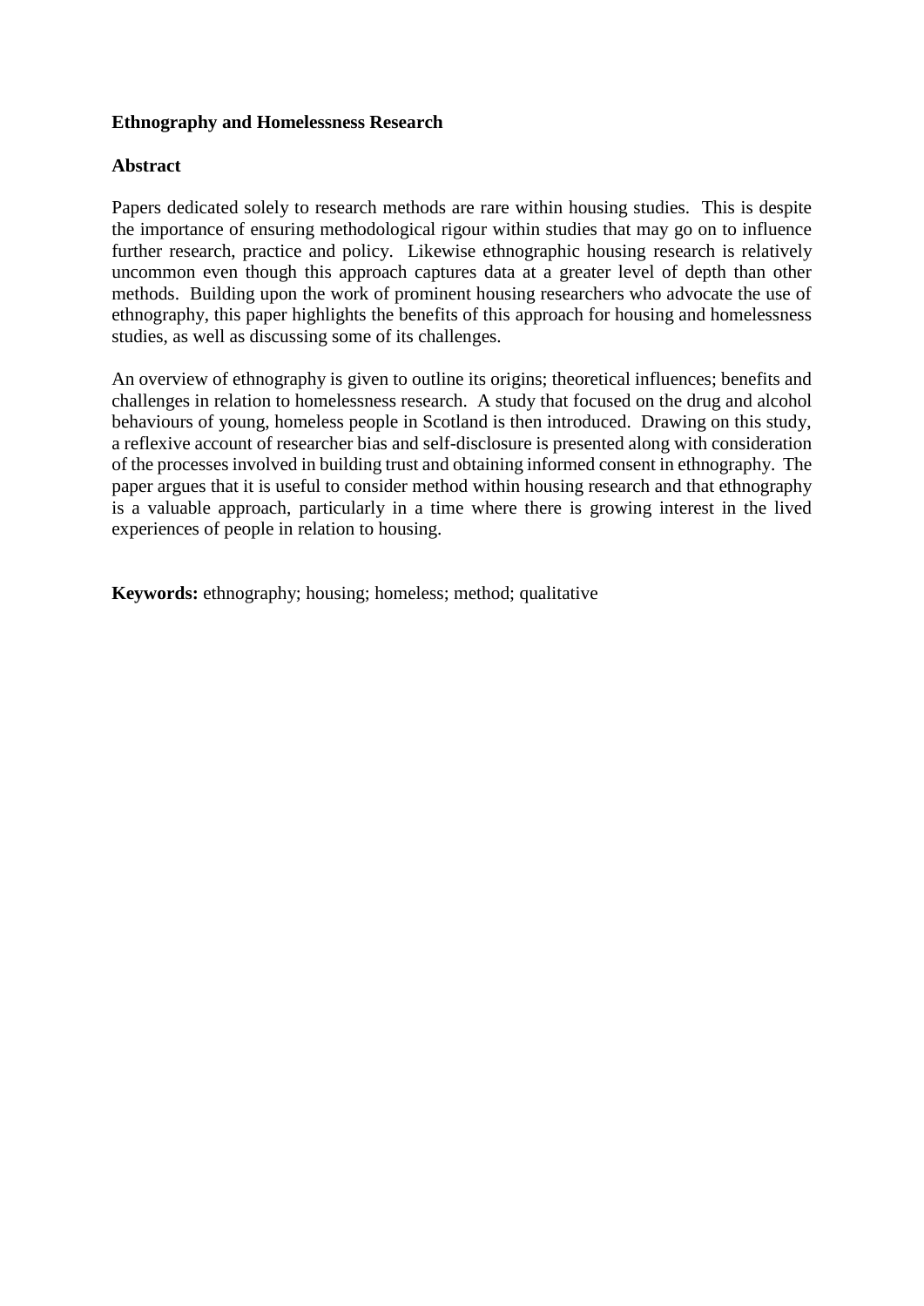**Ethnography and Homelessness Research**

**Abstract**

Papers dedicated solely to research methods are rare within housing studies. This is despite the importance of ensuring methodological rigour within studies that may go on to influence further research, practice and policy. Likewise ethnographic housing research is relatively uncommon even though this approach captures data at a greater level of depth than other methods. Building upon the work of prominent housing researchers who advocate the use of ethnography, this paper highlights the benefits of this approach for housing and homelessness studies, as well as discussing some of its challenges.

An overview of ethnography is given to outline its origins; theoretical influences; benefits and challenges in relation to homelessness research. A study that focused on the drug and alcohol behaviours of young, homeless people in Scotland is then introduced. Drawing on this study, a reflexive account of researcher bias and self-disclosure is presented along with consideration of the processes involved in building trust and obtaining informed consent in ethnography. The paper argues that it is useful to consider method within housing research and that ethnography is a valuable approach, particularly in a time where there is growing interest in the lived experiences of people in relation to housing.

**Keywords:** ethnography; housing; homeless; method; qualitative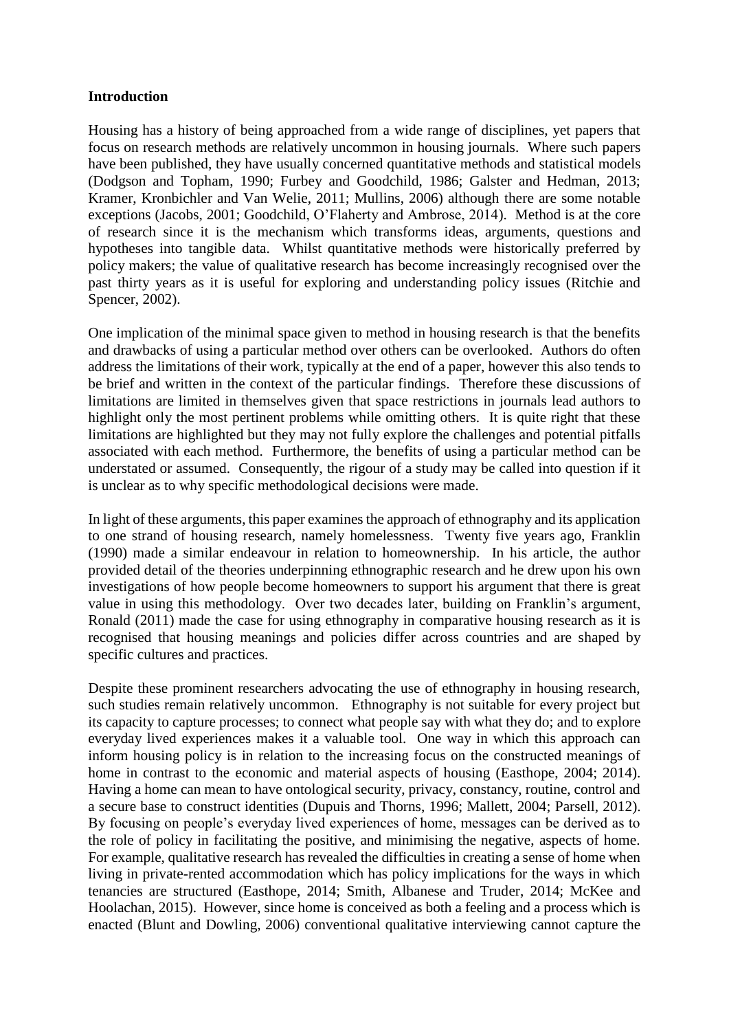## Introduction

Housing has a history of being approached from a wide range of disciplines, yet papers that focus on research methods are relatively uncommon in housing journals. Where such papers have been published, they have usually concerned quantitative methods and statistical models (Dodgson and Topham, 1990; Furbey and Goodchild, 1986; Galster and Hedman, 2013; Kramer, Kronbichler and Van Welie, 2011; Mullins, 2006) although there are some notable exceptions (Jacobs, 2001; Goodchild, O'Flaherty and Ambrose, 2014). Method is at the core of research since it is the mechanism which transforms ideas, arguments, questions and hypotheses into tangible data. Whilst quantitative methods were historically preferred by policy makers; the value of qualitative research has become increasingly recognised over the past thirty years as it is useful for exploring and understanding policy issues (Ritchie and Spencer, 2002).

One implication of the minimal space given to method in housing research is that the benefits and drawbacks of using a particular method over others can be overlooked. Authors do often address the limitations of their work, typically at the end of a paper, however this also tends to be brief and written in the context of the particular findings. Therefore these discussions of limitations are limited in themselves given that space restrictions in journals lead authors to highlight only the most pertinent problems while omitting others. It is quite right that these limitations are highlighted but they may not fully explore the challenges and potential pitfalls associated with each method. Furthermore, the benefits of using a particular method can be understated or assumed. Consequently, the rigour of a study may be called into question if it is unclear as to why specific methodological decisions were made.

In light of these arguments, this paper examines the approach of ethnography and its application to one strand of housing research, namely homelessness. Twenty five years ago, Franklin (1990) made a similar endeavour in relation to homeownership. In his article, the author provided detail of the theories underpinning ethnographic research and he drew upon his own investigations of how people become homeowners to support his argument that there is great value in using this methodology. Over two decades later, building on Franklin's argument, Ronald (2011) made the case for using ethnography in comparative housing research as it is recognised that housing meanings and policies differ across countries and are shaped by specific cultures and practices.

Despite these prominent researchers advocating the use of ethnography in housing research, such studies remain relatively uncommon. Ethnography is not suitable for every project but its capacity to capture processes; to connect what people say with what they do; and to explore everyday lived experiences makes it a valuable tool. One way in which this approach can inform housing policy is in relation to the increasing focus on the constructed meanings of home in contrast to the economic and material aspects of housing (Easthope, 2004; 2014). Having a home can mean to have ontological security, privacy, constancy, routine, control and a secure base to construct identities (Dupuis and Thorns, 1996; Mallett, 2004; Parsell, 2012). By focusing on people's everyday lived experiences of home, messages can be derived as to the role of policy in facilitating the positive, and minimising the negative, aspects of home. For example, qualitative research has revealed the difficulties in creating a sense of home when living in private-rented accommodation which has policy implications for the ways in which tenancies are structured (Easthope, 2014; Smith, Albanese and Truder, 2014; McKee and Hoolachan, 2015). However, since home is conceived as both a feeling and a process which is enacted (Blunt and Dowling, 2006) conventional qualitative interviewing cannot capture the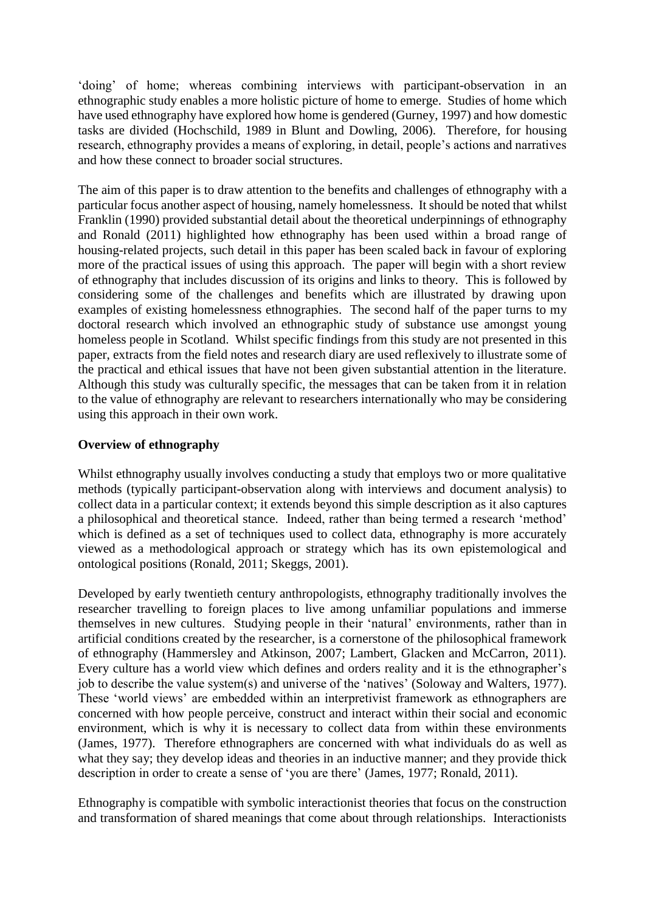'doing' of home; whereas combining interviews with participant-observation in an ethnographic study enables a more holistic picture of home to emerge. Studies of home which have used ethnography have explored how home is gendered (Gurney, 1997) and how domestic tasks are divided (Hochschild, 1989 in Blunt and Dowling, 2006). Therefore, for housing research, ethnography provides a means of exploring, in detail, people's actions and narratives and how these connect to broader social structures.

The aim of this paper is to draw attention to the benefits and challenges of ethnography with a particular focus another aspect of housing, namely homelessness. It should be noted that whilst Franklin (1990) provided substantial detail about the theoretical underpinnings of ethnography and Ronald (2011) highlighted how ethnography has been used within a broad range of housing-related projects, such detail in this paper has been scaled back in favour of exploring more of the practical issues of using this approach. The paper will begin with a short review of ethnography that includes discussion of its origins and links to theory. This is followed by considering some of the challenges and benefits which are illustrated by drawing upon examples of existing homelessness ethnographies. The second half of the paper turns to my doctoral research which involved an ethnographic study of substance use amongst young homeless people in Scotland. Whilst specific findings from this study are not presented in this paper, extracts from the field notes and research diary are used reflexively to illustrate some of the practical and ethical issues that have not been given substantial attention in the literature. Although this study was culturally specific, the messages that can be taken from it in relation to the value of ethnography are relevant to researchers internationally who may be considering using this approach in their own work.

**Overview of ethnography**

Whilst ethnography usually involves conducting a study that employs two or more qualitative methods (typically participant-observation along with interviews and document analysis) to collect data in a particular context; it extends beyond this simple description as it also captures a philosophical and theoretical stance. Indeed, rather than being termed a research 'method' which is defined as a set of techniques used to collect data, ethnography is more accurately viewed as a methodological approach or strategy which has its own epistemological and ontological positions (Ronald, 2011; Skeggs, 2001).

Developed by early twentieth century anthropologists, ethnography traditionally involves the researcher travelling to foreign places to live among unfamiliar populations and immerse themselves in new cultures. Studying people in their 'natural' environments, rather than in artificial conditions created by the researcher, is a cornerstone of the philosophical framework of ethnography (Hammersley and Atkinson, 2007; Lambert, Glacken and McCarron, 2011). Every culture has a world view which defines and orders reality and it is the ethnographer's job to describe the value system(s) and universe of the 'natives' (Soloway and Walters, 1977). These 'world views' are embedded within an interpretivist framework as ethnographers are concerned with how people perceive, construct and interact within their social and economic environment, which is why it is necessary to collect data from within these environments (James, 1977). Therefore ethnographers are concerned with what individuals do as well as what they say; they develop ideas and theories in an inductive manner; and they provide thick description in order to create a sense of 'you are there' (James, 1977; Ronald, 2011).

Ethnography is compatible with symbolic interactionist theories that focus on the construction and transformation of shared meanings that come about through relationships. Interactionists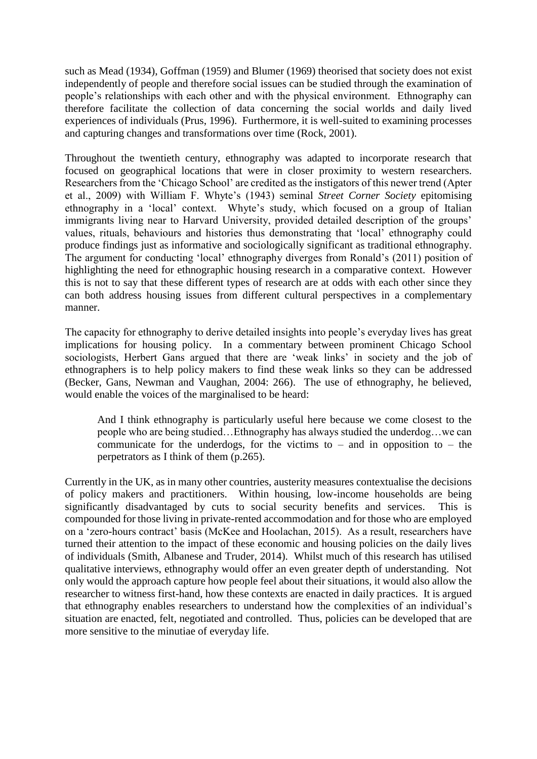such as Mead (1934), Goffman (1959) and Blumer (1969) theorised that society does not exist independently of people and therefore social issues can be studied through the examination of people's relationships with each other and with the physical environment. Ethnography can therefore facilitate the collection of data concerning the social worlds and daily lived experiences of individuals (Prus, 1996). Furthermore, it is well-suited to examining processes and capturing changes and transformations over time (Rock, 2001).

Throughout the twentieth century, ethnography was adapted to incorporate research that focused on geographical locations that were in closer proximity to western researchers. Researchers from the 'Chicago School' are credited as the instigators of this newer trend (Apter et al., 2009) with William F. Whyte's (1943) seminal *Street Corner Society* epitomising ethnography in a 'local' context. Whyte's study, which focused on a group of Italian immigrants living near to Harvard University, provided detailed description of the groups' values, rituals, behaviours and histories thus demonstrating that 'local' ethnography could produce findings just as informative and sociologically significant as traditional ethnography. The argument for conducting 'local' ethnography diverges from Ronald's (2011) position of highlighting the need for ethnographic housing research in a comparative context. However this is not to say that these different types of research are at odds with each other since they can both address housing issues from different cultural perspectives in a complementary manner.

The capacity for ethnography to derive detailed insights into people's everyday lives has great implications for housing policy. In a commentary between prominent Chicago School sociologists, Herbert Gans argued that there are 'weak links' in society and the job of ethnographers is to help policy makers to find these weak links so they can be addressed (Becker, Gans, Newman and Vaughan, 2004: 266). The use of ethnography, he believed, would enable the voices of the marginalised to be heard:

> And I think ethnography is particularly useful here because we come closest to the people who are being studied…Ethnography has always studied the underdog…we can communicate for the underdogs, for the victims to – and in opposition to – the perpetrators as I think of them (p.265).

Currently in the UK, as in many other countries, austerity measures contextualise the decisions of policy makers and practitioners. Within housing, low-income households are being significantly disadvantaged by cuts to social security benefits and services. This is compounded for those living in private-rented accommodation and for those who are employed on a 'zero-hours contract' basis (McKee and Hoolachan, 2015). As a result, researchers have turned their attention to the impact of these economic and housing policies on the daily lives of individuals (Smith, Albanese and Truder, 2014). Whilst much of this research has utilised qualitative interviews, ethnography would offer an even greater depth of understanding. Not only would the approach capture how people feel about their situations, it would also allow the researcher to witness first-hand, how these contexts are enacted in daily practices. It is argued that ethnography enables researchers to understand how the complexities of an individual's situation are enacted, felt, negotiated and controlled. Thus, policies can be developed that are more sensitive to the minutiae of everyday life.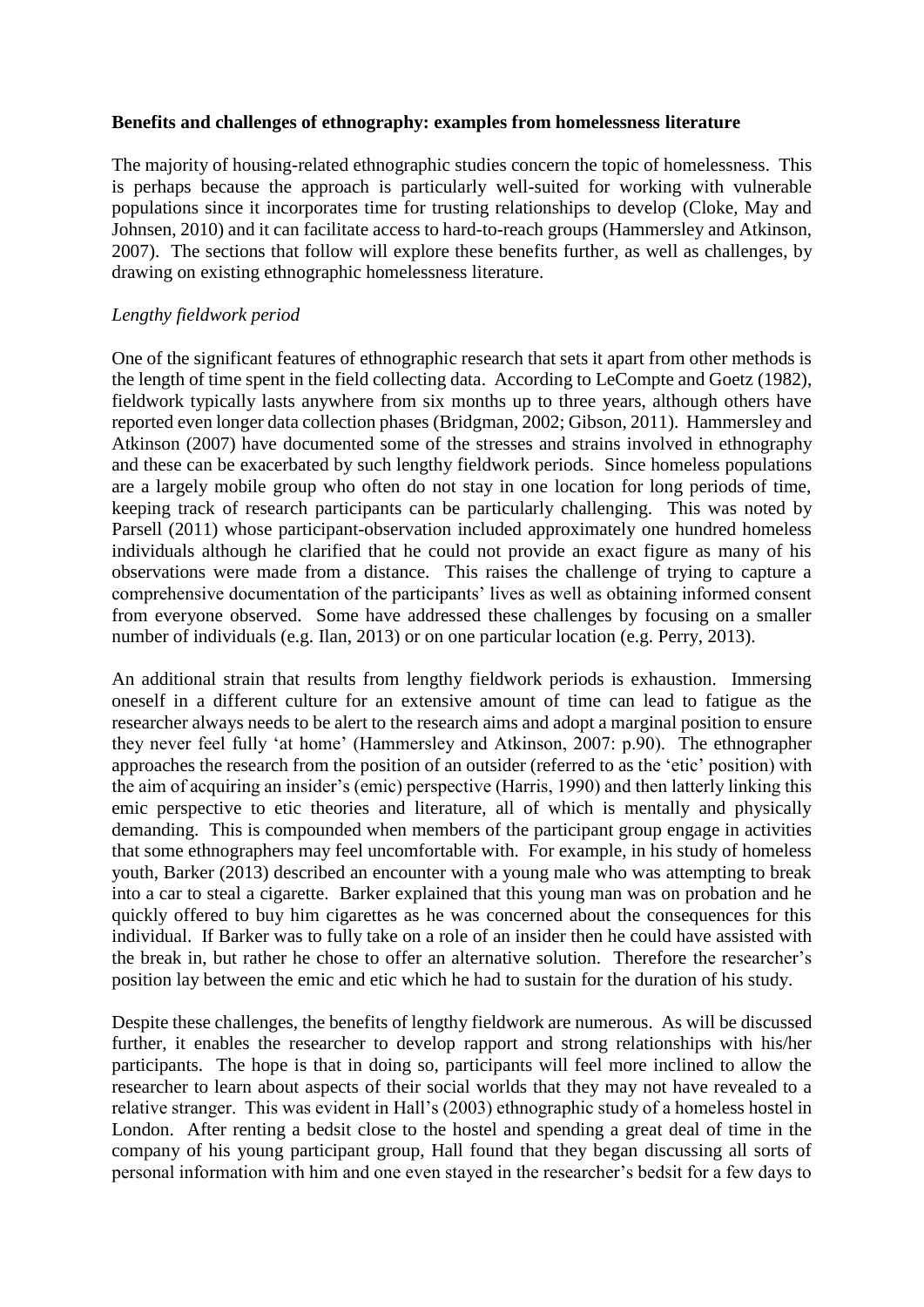**Benefits and challenges of ethnography: examples from homelessness literature**

The majority of housing-related ethnographic studies concern the topic of homelessness. This is perhaps because the approach is particularly well-suited for working with vulnerable populations since it incorporates time for trusting relationships to develop (Cloke, May and Johnsen, 2010) and it can facilitate access to hard-to-reach groups (Hammersley and Atkinson, 2007). The sections that follow will explore these benefits further, as well as challenges, by drawing on existing ethnographic homelessness literature.

*Lengthy fieldwork period*

One of the significant features of ethnographic research that sets it apart from other methods is the length of time spent in the field collecting data. According to LeCompte and Goetz (1982), fieldwork typically lasts anywhere from six months up to three years, although others have reported even longer data collection phases (Bridgman, 2002; Gibson, 2011). Hammersley and Atkinson (2007) have documented some of the stresses and strains involved in ethnography and these can be exacerbated by such lengthy fieldwork periods. Since homeless populations are a largely mobile group who often do not stay in one location for long periods of time, keeping track of research participants can be particularly challenging. This was noted by Parsell (2011) whose participant-observation included approximately one hundred homeless individuals although he clarified that he could not provide an exact figure as many of his observations were made from a distance. This raises the challenge of trying to capture a comprehensive documentation of the participants' lives as well as obtaining informed consent from everyone observed. Some have addressed these challenges by focusing on a smaller number of individuals (e.g. Ilan, 2013) or on one particular location (e.g. Perry, 2013).

An additional strain that results from lengthy fieldwork periods is exhaustion. Immersing oneself in a different culture for an extensive amount of time can lead to fatigue as the researcher always needs to be alert to the research aims and adopt a marginal position to ensure they never feel fully 'at home' (Hammersley and Atkinson, 2007: p.90). The ethnographer approaches the research from the position of an outsider (referred to as the 'etic' position) with the aim of acquiring an insider's (emic) perspective (Harris, 1990) and then latterly linking this emic perspective to etic theories and literature, all of which is mentally and physically demanding. This is compounded when members of the participant group engage in activities that some ethnographers may feel uncomfortable with. For example, in his study of homeless youth, Barker (2013) described an encounter with a young male who was attempting to break into a car to steal a cigarette. Barker explained that this young man was on probation and he quickly offered to buy him cigarettes as he was concerned about the consequences for this individual. If Barker was to fully take on a role of an insider then he could have assisted with the break in, but rather he chose to offer an alternative solution. Therefore the researcher's position lay between the emic and etic which he had to sustain for the duration of his study.

Despite these challenges, the benefits of lengthy fieldwork are numerous. As will be discussed further, it enables the researcher to develop rapport and strong relationships with his/her participants. The hope is that in doing so, participants will feel more inclined to allow the researcher to learn about aspects of their social worlds that they may not have revealed to a relative stranger. This was evident in Hall's (2003) ethnographic study of a homeless hostel in London. After renting a bedsit close to the hostel and spending a great deal of time in the company of his young participant group, Hall found that they began discussing all sorts of personal information with him and one even stayed in the researcher's bedsit for a few days to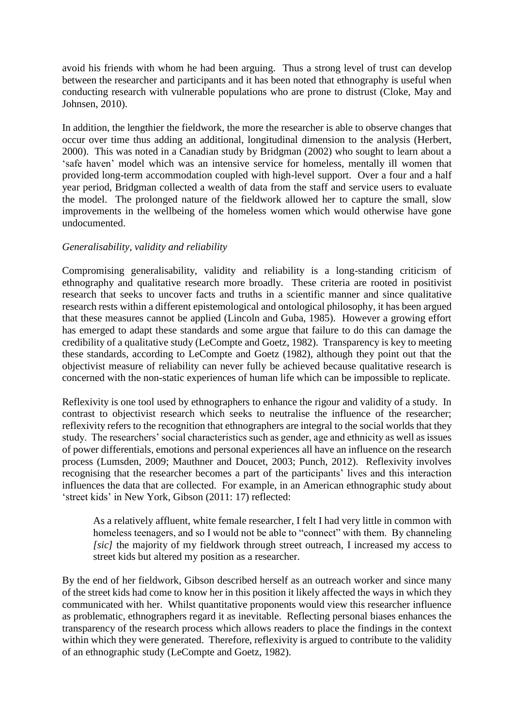avoid his friends with whom he had been arguing. Thus a strong level of trust can develop between the researcher and participants and it has been noted that ethnography is useful when conducting research with vulnerable populations who are prone to distrust (Cloke, May and Johnsen, 2010).

In addition, the lengthier the fieldwork, the more the researcher is able to observe changes that occur over time thus adding an additional, longitudinal dimension to the analysis (Herbert, 2000). This was noted in a Canadian study by Bridgman (2002) who sought to learn about a 'safe haven' model which was an intensive service for homeless, mentally ill women that provided long-term accommodation coupled with high-level support. Over a four and a half year period, Bridgman collected a wealth of data from the staff and service users to evaluate the model. The prolonged nature of the fieldwork allowed her to capture the small, slow improvements in the wellbeing of the homeless women which would otherwise have gone undocumented.

*Generalisability, validity and reliability*

Compromising generalisability, validity and reliability is a long-standing criticism of ethnography and qualitative research more broadly. These criteria are rooted in positivist research that seeks to uncover facts and truths in a scientific manner and since qualitative research rests within a different epistemological and ontological philosophy, it has been argued that these measures cannot be applied (Lincoln and Guba, 1985). However a growing effort has emerged to adapt these standards and some argue that failure to do this can damage the credibility of a qualitative study (LeCompte and Goetz, 1982). Transparency is key to meeting these standards, according to LeCompte and Goetz (1982), although they point out that the objectivist measure of reliability can never fully be achieved because qualitative research is concerned with the non-static experiences of human life which can be impossible to replicate.

Reflexivity is one tool used by ethnographers to enhance the rigour and validity of a study. In contrast to objectivist research which seeks to neutralise the influence of the researcher; reflexivity refers to the recognition that ethnographers are integral to the social worlds that they study. The researchers' social characteristics such as gender, age and ethnicity as well as issues of power differentials, emotions and personal experiences all have an influence on the research process (Lumsden, 2009; Mauthner and Doucet, 2003; Punch, 2012). Reflexivity involves recognising that the researcher becomes a part of the participants' lives and this interaction influences the data that are collected. For example, in an American ethnographic study about 'street kids' in New York, Gibson (2011: 17) reflected:

> As a relatively affluent, white female researcher, I felt I had very little in common with homeless teenagers, and so I would not be able to "connect" with them. By channeling *[sic]* the majority of my fieldwork through street outreach, I increased my access to street kids but altered my position as a researcher.

By the end of her fieldwork, Gibson described herself as an outreach worker and since many of the street kids had come to know her in this position it likely affected the ways in which they communicated with her. Whilst quantitative proponents would view this researcher influence as problematic, ethnographers regard it as inevitable. Reflecting personal biases enhances the transparency of the research process which allows readers to place the findings in the context within which they were generated. Therefore, reflexivity is argued to contribute to the validity of an ethnographic study (LeCompte and Goetz, 1982).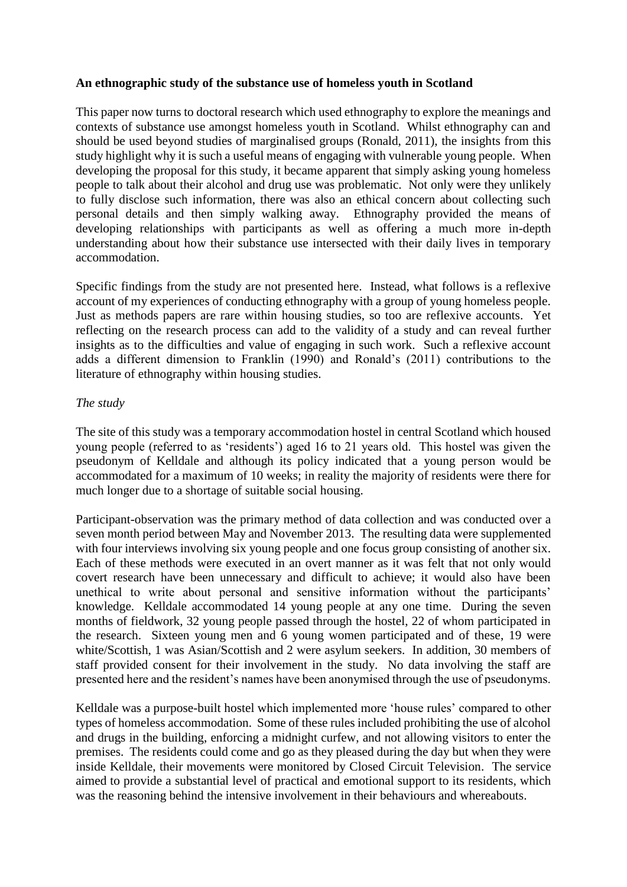**An ethnographic study of the substance use of homeless youth in Scotland**

This paper now turns to doctoral research which used ethnography to explore the meanings and contexts of substance use amongst homeless youth in Scotland. Whilst ethnography can and should be used beyond studies of marginalised groups (Ronald, 2011), the insights from this study highlight why it is such a useful means of engaging with vulnerable young people. When developing the proposal for this study, it became apparent that simply asking young homeless people to talk about their alcohol and drug use was problematic. Not only were they unlikely to fully disclose such information, there was also an ethical concern about collecting such personal details and then simply walking away. Ethnography provided the means of developing relationships with participants as well as offering a much more in-depth understanding about how their substance use intersected with their daily lives in temporary accommodation.

Specific findings from the study are not presented here. Instead, what follows is a reflexive account of my experiences of conducting ethnography with a group of young homeless people. Just as methods papers are rare within housing studies, so too are reflexive accounts. Yet reflecting on the research process can add to the validity of a study and can reveal further insights as to the difficulties and value of engaging in such work. Such a reflexive account adds a different dimension to Franklin (1990) and Ronald's (2011) contributions to the literature of ethnography within housing studies.

*The study*

The site of this study was a temporary accommodation hostel in central Scotland which housed young people (referred to as 'residents') aged 16 to 21 years old. This hostel was given the pseudonym of Kelldale and although its policy indicated that a young person would be accommodated for a maximum of 10 weeks; in reality the majority of residents were there for much longer due to a shortage of suitable social housing.

Participant-observation was the primary method of data collection and was conducted over a seven month period between May and November 2013. The resulting data were supplemented with four interviews involving six young people and one focus group consisting of another six. Each of these methods were executed in an overt manner as it was felt that not only would covert research have been unnecessary and difficult to achieve; it would also have been unethical to write about personal and sensitive information without the participants' knowledge. Kelldale accommodated 14 young people at any one time. During the seven months of fieldwork, 32 young people passed through the hostel, 22 of whom participated in the research. Sixteen young men and 6 young women participated and of these, 19 were white/Scottish, 1 was Asian/Scottish and 2 were asylum seekers. In addition, 30 members of staff provided consent for their involvement in the study. No data involving the staff are presented here and the resident's names have been anonymised through the use of pseudonyms.

Kelldale was a purpose-built hostel which implemented more 'house rules' compared to other types of homeless accommodation. Some of these rules included prohibiting the use of alcohol and drugs in the building, enforcing a midnight curfew, and not allowing visitors to enter the premises. The residents could come and go as they pleased during the day but when they were inside Kelldale, their movements were monitored by Closed Circuit Television. The service aimed to provide a substantial level of practical and emotional support to its residents, which was the reasoning behind the intensive involvement in their behaviours and whereabouts.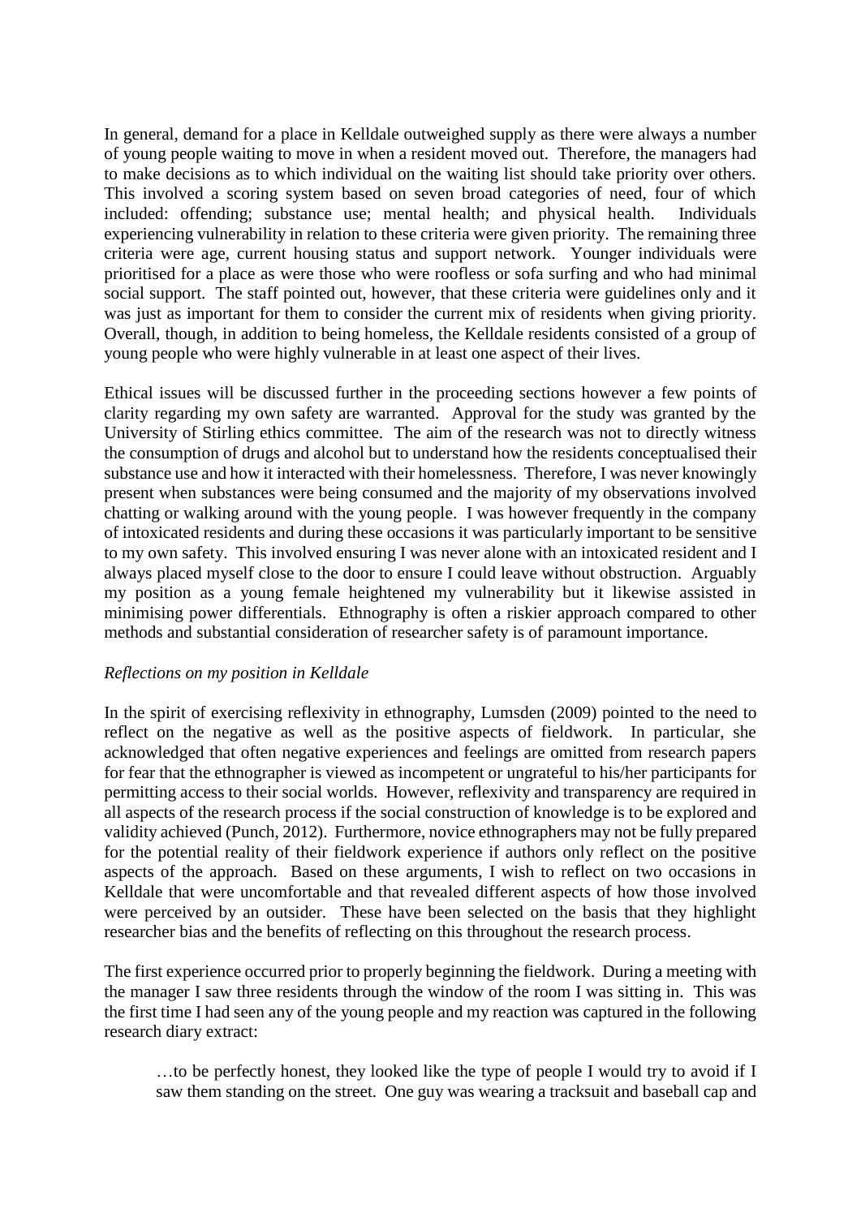In general, demand for a place in Kelldale outweighed supply as there were always a number of young people waiting to move in when a resident moved out. Therefore, the managers had to make decisions as to which individual on the waiting list should take priority over others. This involved a scoring system based on seven broad categories of need, four of which included: offending; substance use; mental health; and physical health. Individuals experiencing vulnerability in relation to these criteria were given priority. The remaining three criteria were age, current housing status and support network. Younger individuals were prioritised for a place as were those who were roofless or sofa surfing and who had minimal social support. The staff pointed out, however, that these criteria were guidelines only and it was just as important for them to consider the current mix of residents when giving priority. Overall, though, in addition to being homeless, the Kelldale residents consisted of a group of young people who were highly vulnerable in at least one aspect of their lives.

Ethical issues will be discussed further in the proceeding sections however a few points of clarity regarding my own safety are warranted. Approval for the study was granted by the University of Stirling ethics committee. The aim of the research was not to directly witness the consumption of drugs and alcohol but to understand how the residents conceptualised their substance use and how it interacted with their homelessness. Therefore, I was never knowingly present when substances were being consumed and the majority of my observations involved chatting or walking around with the young people. I was however frequently in the company of intoxicated residents and during these occasions it was particularly important to be sensitive to my own safety. This involved ensuring I was never alone with an intoxicated resident and I always placed myself close to the door to ensure I could leave without obstruction. Arguably my position as a young female heightened my vulnerability but it likewise assisted in minimising power differentials. Ethnography is often a riskier approach compared to other methods and substantial consideration of researcher safety is of paramount importance.

*Reflections on my position in Kelldale*

In the spirit of exercising reflexivity in ethnography, Lumsden (2009) pointed to the need to reflect on the negative as well as the positive aspects of fieldwork. In particular, she acknowledged that often negative experiences and feelings are omitted from research papers for fear that the ethnographer is viewed as incompetent or ungrateful to his/her participants for permitting access to their social worlds. However, reflexivity and transparency are required in all aspects of the research process if the social construction of knowledge is to be explored and validity achieved (Punch, 2012). Furthermore, novice ethnographers may not be fully prepared for the potential reality of their fieldwork experience if authors only reflect on the positive aspects of the approach. Based on these arguments, I wish to reflect on two occasions in Kelldale that were uncomfortable and that revealed different aspects of how those involved were perceived by an outsider. These have been selected on the basis that they highlight researcher bias and the benefits of reflecting on this throughout the research process.

The first experience occurred prior to properly beginning the fieldwork. During a meeting with the manager I saw three residents through the window of the room I was sitting in. This was the first time I had seen any of the young people and my reaction was captured in the following research diary extract:

> …to be perfectly honest, they looked like the type of people I would try to avoid if I saw them standing on the street. One guy was wearing a tracksuit and baseball cap and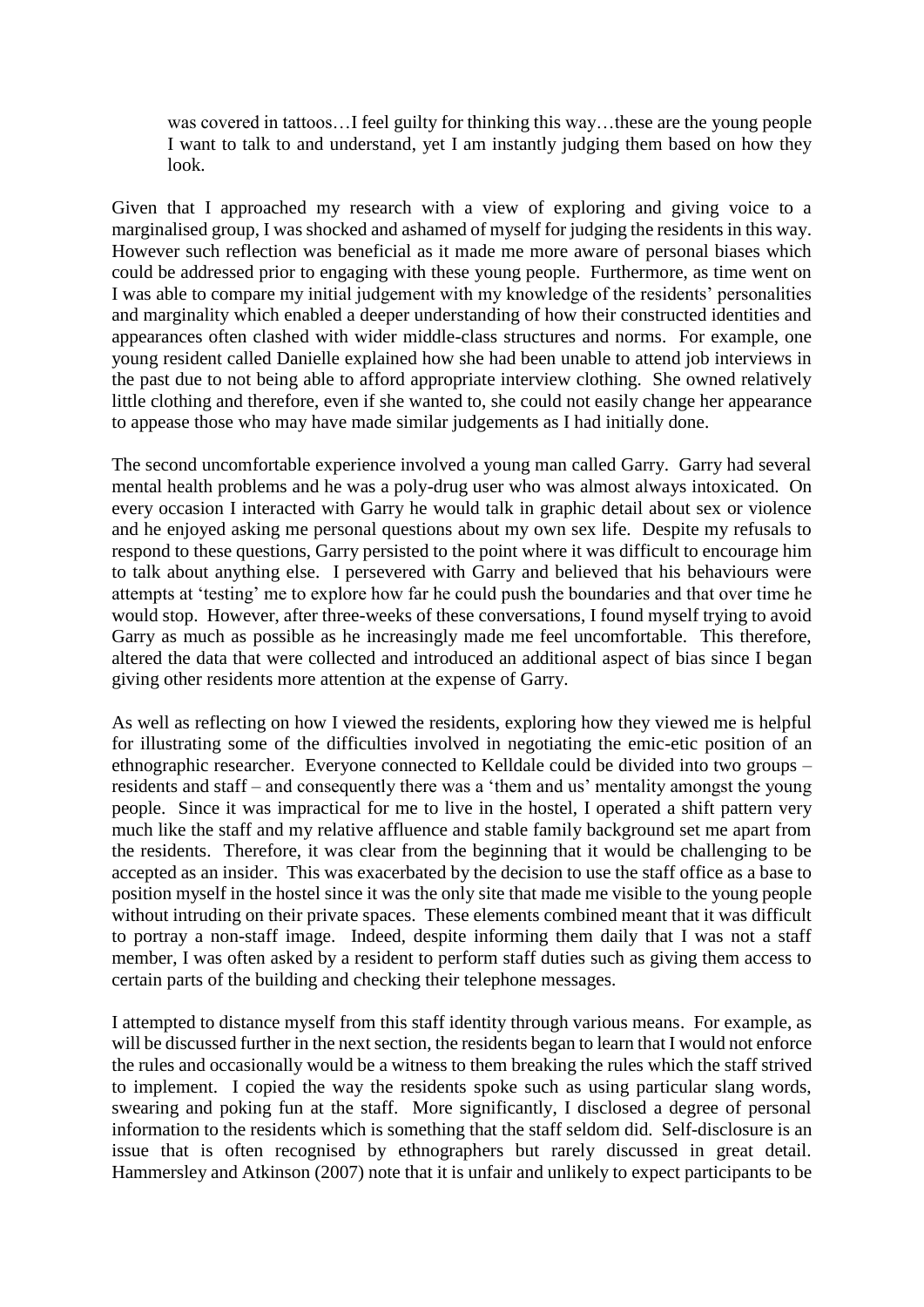> was covered in tattoos…I feel guilty for thinking this way…these are the young people I want to talk to and understand, yet I am instantly judging them based on how they look.

Given that I approached my research with a view of exploring and giving voice to a marginalised group, I was shocked and ashamed of myself for judging the residents in this way. However such reflection was beneficial as it made me more aware of personal biases which could be addressed prior to engaging with these young people. Furthermore, as time went on I was able to compare my initial judgement with my knowledge of the residents' personalities and marginality which enabled a deeper understanding of how their constructed identities and appearances often clashed with wider middle-class structures and norms. For example, one young resident called Danielle explained how she had been unable to attend job interviews in the past due to not being able to afford appropriate interview clothing. She owned relatively little clothing and therefore, even if she wanted to, she could not easily change her appearance to appease those who may have made similar judgements as I had initially done.

The second uncomfortable experience involved a young man called Garry. Garry had several mental health problems and he was a poly-drug user who was almost always intoxicated. On every occasion I interacted with Garry he would talk in graphic detail about sex or violence and he enjoyed asking me personal questions about my own sex life. Despite my refusals to respond to these questions, Garry persisted to the point where it was difficult to encourage him to talk about anything else. I persevered with Garry and believed that his behaviours were attempts at 'testing' me to explore how far he could push the boundaries and that over time he would stop. However, after three-weeks of these conversations, I found myself trying to avoid Garry as much as possible as he increasingly made me feel uncomfortable. This therefore, altered the data that were collected and introduced an additional aspect of bias since I began giving other residents more attention at the expense of Garry.

As well as reflecting on how I viewed the residents, exploring how they viewed me is helpful for illustrating some of the difficulties involved in negotiating the emic-etic position of an ethnographic researcher. Everyone connected to Kelldale could be divided into two groups – residents and staff – and consequently there was a 'them and us' mentality amongst the young people. Since it was impractical for me to live in the hostel, I operated a shift pattern very much like the staff and my relative affluence and stable family background set me apart from the residents. Therefore, it was clear from the beginning that it would be challenging to be accepted as an insider. This was exacerbated by the decision to use the staff office as a base to position myself in the hostel since it was the only site that made me visible to the young people without intruding on their private spaces. These elements combined meant that it was difficult to portray a non-staff image. Indeed, despite informing them daily that I was not a staff member, I was often asked by a resident to perform staff duties such as giving them access to certain parts of the building and checking their telephone messages.

I attempted to distance myself from this staff identity through various means. For example, as will be discussed further in the next section, the residents began to learn that I would not enforce the rules and occasionally would be a witness to them breaking the rules which the staff strived to implement. I copied the way the residents spoke such as using particular slang words, swearing and poking fun at the staff. More significantly, I disclosed a degree of personal information to the residents which is something that the staff seldom did. Self-disclosure is an issue that is often recognised by ethnographers but rarely discussed in great detail. Hammersley and Atkinson (2007) note that it is unfair and unlikely to expect participants to be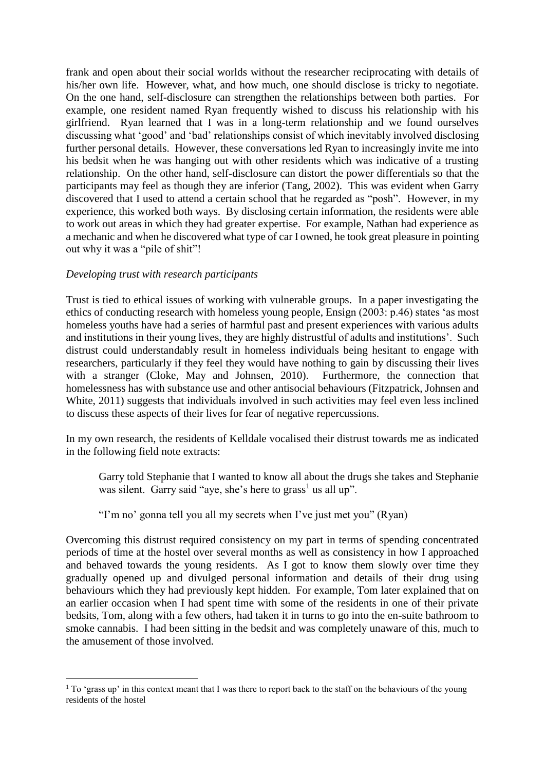frank and open about their social worlds without the researcher reciprocating with details of his/her own life. However, what, and how much, one should disclose is tricky to negotiate. On the one hand, self-disclosure can strengthen the relationships between both parties. For example, one resident named Ryan frequently wished to discuss his relationship with his girlfriend. Ryan learned that I was in a long-term relationship and we found ourselves discussing what 'good' and 'bad' relationships consist of which inevitably involved disclosing further personal details. However, these conversations led Ryan to increasingly invite me into his bedsit when he was hanging out with other residents which was indicative of a trusting relationship. On the other hand, self-disclosure can distort the power differentials so that the participants may feel as though they are inferior (Tang, 2002). This was evident when Garry discovered that I used to attend a certain school that he regarded as "posh". However, in my experience, this worked both ways. By disclosing certain information, the residents were able to work out areas in which they had greater expertise. For example, Nathan had experience as a mechanic and when he discovered what type of car I owned, he took great pleasure in pointing out why it was a "pile of shit"!

*Developing trust with research participants*

Trust is tied to ethical issues of working with vulnerable groups. In a paper investigating the ethics of conducting research with homeless young people, Ensign (2003: p.46) states 'as most homeless youths have had a series of harmful past and present experiences with various adults and institutions in their young lives, they are highly distrustful of adults and institutions'. Such distrust could understandably result in homeless individuals being hesitant to engage with researchers, particularly if they feel they would have nothing to gain by discussing their lives with a stranger (Cloke, May and Johnsen, 2010). Furthermore, the connection that homelessness has with substance use and other antisocial behaviours (Fitzpatrick, Johnsen and White, 2011) suggests that individuals involved in such activities may feel even less inclined to discuss these aspects of their lives for fear of negative repercussions.

In my own research, the residents of Kelldale vocalised their distrust towards me as indicated in the following field note extracts:

> Garry told Stephanie that I wanted to know all about the drugs she takes and Stephanie was silent. Garry said "aye, she's here to grass[1] us all up".
>
> "I'm no' gonna tell you all my secrets when I've just met you" (Ryan)

Overcoming this distrust required consistency on my part in terms of spending concentrated periods of time at the hostel over several months as well as consistency in how I approached and behaved towards the young residents. As I got to know them slowly over time they gradually opened up and divulged personal information and details of their drug using behaviours which they had previously kept hidden. For example, Tom later explained that on an earlier occasion when I had spent time with some of the residents in one of their private bedsits, Tom, along with a few others, had taken it in turns to go into the en-suite bathroom to smoke cannabis. I had been sitting in the bedsit and was completely unaware of this, much to the amusement of those involved.

[1] To 'grass up' in this context meant that I was there to report back to the staff on the behaviours of the young residents of the hostel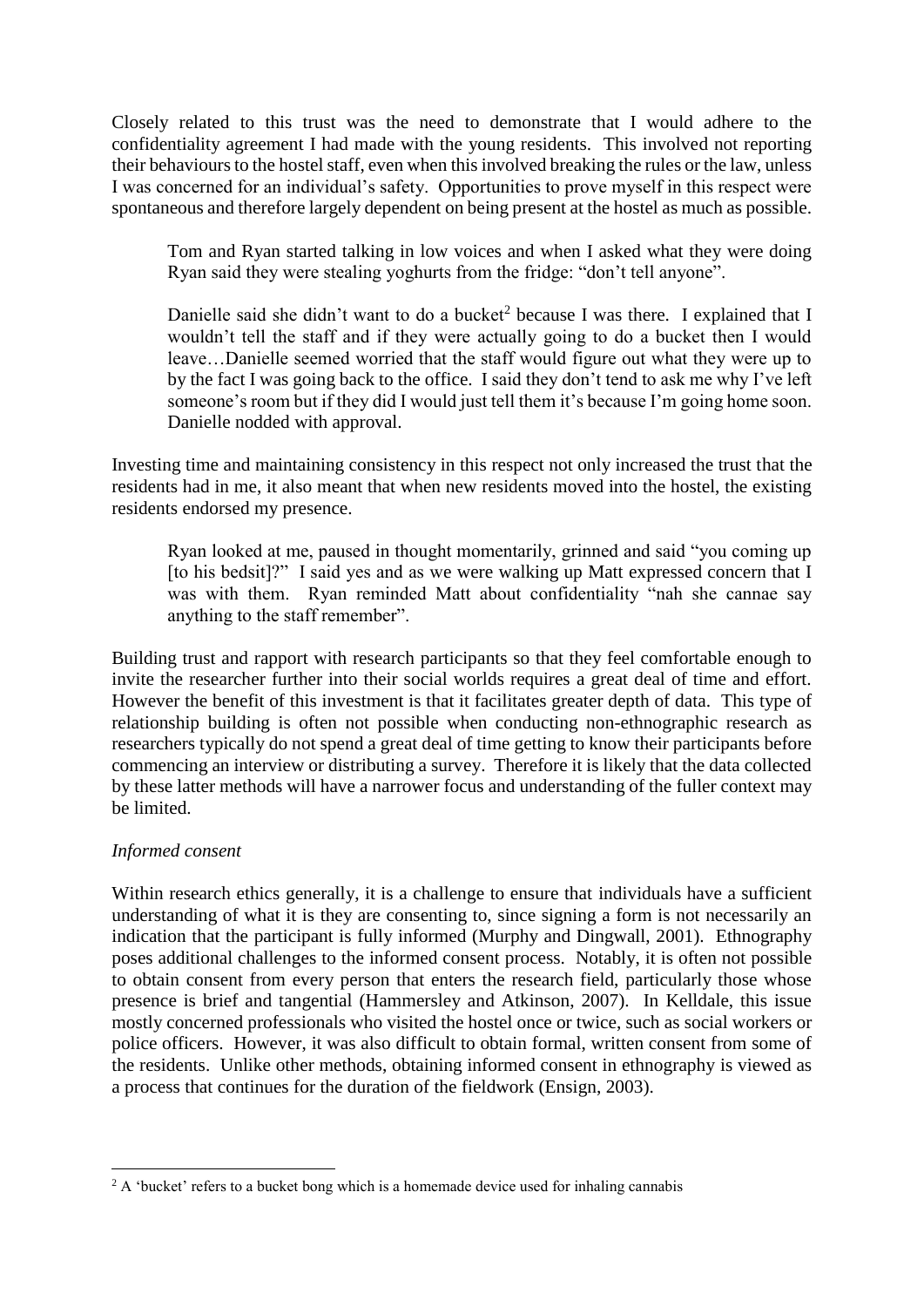Closely related to this trust was the need to demonstrate that I would adhere to the confidentiality agreement I had made with the young residents. This involved not reporting their behaviours to the hostel staff, even when this involved breaking the rules or the law, unless I was concerned for an individual's safety. Opportunities to prove myself in this respect were spontaneous and therefore largely dependent on being present at the hostel as much as possible.

> Tom and Ryan started talking in low voices and when I asked what they were doing Ryan said they were stealing yoghurts from the fridge: "don't tell anyone".
>
> Danielle said she didn't want to do a bucket[2] because I was there. I explained that I wouldn't tell the staff and if they were actually going to do a bucket then I would leave…Danielle seemed worried that the staff would figure out what they were up to by the fact I was going back to the office. I said they don't tend to ask me why I've left someone's room but if they did I would just tell them it's because I'm going home soon. Danielle nodded with approval.

Investing time and maintaining consistency in this respect not only increased the trust that the residents had in me, it also meant that when new residents moved into the hostel, the existing residents endorsed my presence.

> Ryan looked at me, paused in thought momentarily, grinned and said "you coming up [to his bedsit]?" I said yes and as we were walking up Matt expressed concern that I was with them. Ryan reminded Matt about confidentiality "nah she cannae say anything to the staff remember".

Building trust and rapport with research participants so that they feel comfortable enough to invite the researcher further into their social worlds requires a great deal of time and effort. However the benefit of this investment is that it facilitates greater depth of data. This type of relationship building is often not possible when conducting non-ethnographic research as researchers typically do not spend a great deal of time getting to know their participants before commencing an interview or distributing a survey. Therefore it is likely that the data collected by these latter methods will have a narrower focus and understanding of the fuller context may be limited.

*Informed consent*

Within research ethics generally, it is a challenge to ensure that individuals have a sufficient understanding of what it is they are consenting to, since signing a form is not necessarily an indication that the participant is fully informed (Murphy and Dingwall, 2001). Ethnography poses additional challenges to the informed consent process. Notably, it is often not possible to obtain consent from every person that enters the research field, particularly those whose presence is brief and tangential (Hammersley and Atkinson, 2007). In Kelldale, this issue mostly concerned professionals who visited the hostel once or twice, such as social workers or police officers. However, it was also difficult to obtain formal, written consent from some of the residents. Unlike other methods, obtaining informed consent in ethnography is viewed as a process that continues for the duration of the fieldwork (Ensign, 2003).

---

[2] A 'bucket' refers to a bucket bong which is a homemade device used for inhaling cannabis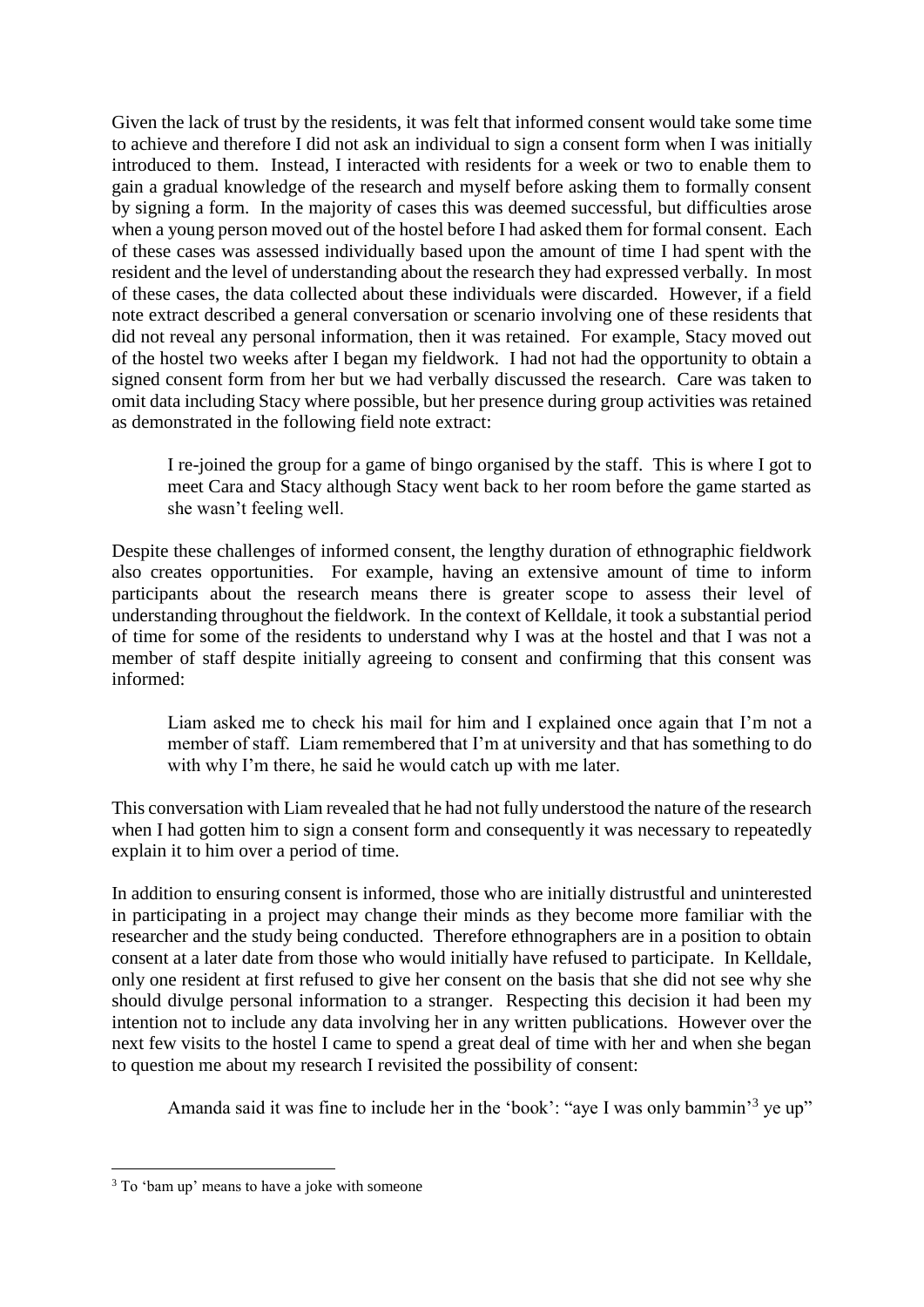Given the lack of trust by the residents, it was felt that informed consent would take some time to achieve and therefore I did not ask an individual to sign a consent form when I was initially introduced to them. Instead, I interacted with residents for a week or two to enable them to gain a gradual knowledge of the research and myself before asking them to formally consent by signing a form. In the majority of cases this was deemed successful, but difficulties arose when a young person moved out of the hostel before I had asked them for formal consent. Each of these cases was assessed individually based upon the amount of time I had spent with the resident and the level of understanding about the research they had expressed verbally. In most of these cases, the data collected about these individuals were discarded. However, if a field note extract described a general conversation or scenario involving one of these residents that did not reveal any personal information, then it was retained. For example, Stacy moved out of the hostel two weeks after I began my fieldwork. I had not had the opportunity to obtain a signed consent form from her but we had verbally discussed the research. Care was taken to omit data including Stacy where possible, but her presence during group activities was retained as demonstrated in the following field note extract:

> I re-joined the group for a game of bingo organised by the staff. This is where I got to meet Cara and Stacy although Stacy went back to her room before the game started as she wasn't feeling well.

Despite these challenges of informed consent, the lengthy duration of ethnographic fieldwork also creates opportunities. For example, having an extensive amount of time to inform participants about the research means there is greater scope to assess their level of understanding throughout the fieldwork. In the context of Kelldale, it took a substantial period of time for some of the residents to understand why I was at the hostel and that I was not a member of staff despite initially agreeing to consent and confirming that this consent was informed:

> Liam asked me to check his mail for him and I explained once again that I'm not a member of staff. Liam remembered that I'm at university and that has something to do with why I'm there, he said he would catch up with me later.

This conversation with Liam revealed that he had not fully understood the nature of the research when I had gotten him to sign a consent form and consequently it was necessary to repeatedly explain it to him over a period of time.

In addition to ensuring consent is informed, those who are initially distrustful and uninterested in participating in a project may change their minds as they become more familiar with the researcher and the study being conducted. Therefore ethnographers are in a position to obtain consent at a later date from those who would initially have refused to participate. In Kelldale, only one resident at first refused to give her consent on the basis that she did not see why she should divulge personal information to a stranger. Respecting this decision it had been my intention not to include any data involving her in any written publications. However over the next few visits to the hostel I came to spend a great deal of time with her and when she began to question me about my research I revisited the possibility of consent:

> Amanda said it was fine to include her in the 'book': "aye I was only bammin'[3] ye up"

[3] To 'bam up' means to have a joke with someone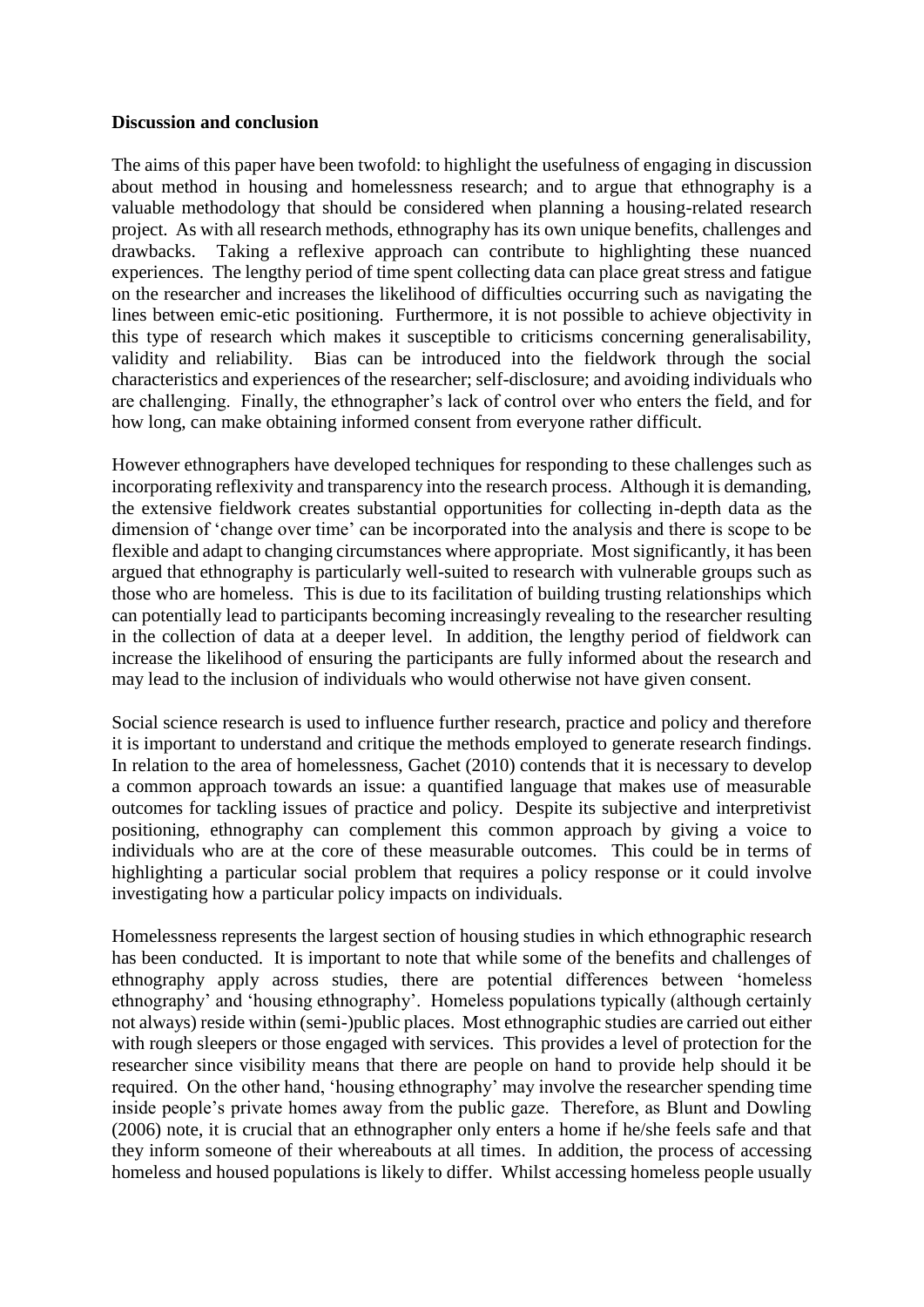**Discussion and conclusion**

The aims of this paper have been twofold: to highlight the usefulness of engaging in discussion about method in housing and homelessness research; and to argue that ethnography is a valuable methodology that should be considered when planning a housing-related research project. As with all research methods, ethnography has its own unique benefits, challenges and drawbacks. Taking a reflexive approach can contribute to highlighting these nuanced experiences. The lengthy period of time spent collecting data can place great stress and fatigue on the researcher and increases the likelihood of difficulties occurring such as navigating the lines between emic-etic positioning. Furthermore, it is not possible to achieve objectivity in this type of research which makes it susceptible to criticisms concerning generalisability, validity and reliability. Bias can be introduced into the fieldwork through the social characteristics and experiences of the researcher; self-disclosure; and avoiding individuals who are challenging. Finally, the ethnographer's lack of control over who enters the field, and for how long, can make obtaining informed consent from everyone rather difficult.

However ethnographers have developed techniques for responding to these challenges such as incorporating reflexivity and transparency into the research process. Although it is demanding, the extensive fieldwork creates substantial opportunities for collecting in-depth data as the dimension of 'change over time' can be incorporated into the analysis and there is scope to be flexible and adapt to changing circumstances where appropriate. Most significantly, it has been argued that ethnography is particularly well-suited to research with vulnerable groups such as those who are homeless. This is due to its facilitation of building trusting relationships which can potentially lead to participants becoming increasingly revealing to the researcher resulting in the collection of data at a deeper level. In addition, the lengthy period of fieldwork can increase the likelihood of ensuring the participants are fully informed about the research and may lead to the inclusion of individuals who would otherwise not have given consent.

Social science research is used to influence further research, practice and policy and therefore it is important to understand and critique the methods employed to generate research findings. In relation to the area of homelessness, Gachet (2010) contends that it is necessary to develop a common approach towards an issue: a quantified language that makes use of measurable outcomes for tackling issues of practice and policy. Despite its subjective and interpretivist positioning, ethnography can complement this common approach by giving a voice to individuals who are at the core of these measurable outcomes. This could be in terms of highlighting a particular social problem that requires a policy response or it could involve investigating how a particular policy impacts on individuals.

Homelessness represents the largest section of housing studies in which ethnographic research has been conducted. It is important to note that while some of the benefits and challenges of ethnography apply across studies, there are potential differences between 'homeless ethnography' and 'housing ethnography'. Homeless populations typically (although certainly not always) reside within (semi-)public places. Most ethnographic studies are carried out either with rough sleepers or those engaged with services. This provides a level of protection for the researcher since visibility means that there are people on hand to provide help should it be required. On the other hand, 'housing ethnography' may involve the researcher spending time inside people's private homes away from the public gaze. Therefore, as Blunt and Dowling (2006) note, it is crucial that an ethnographer only enters a home if he/she feels safe and that they inform someone of their whereabouts at all times. In addition, the process of accessing homeless and housed populations is likely to differ. Whilst accessing homeless people usually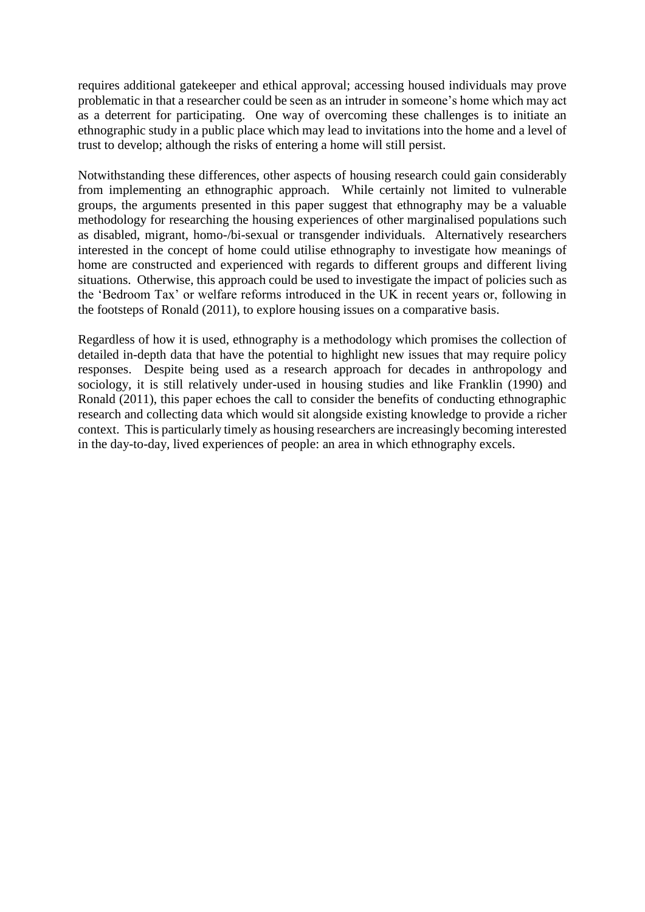requires additional gatekeeper and ethical approval; accessing housed individuals may prove problematic in that a researcher could be seen as an intruder in someone's home which may act as a deterrent for participating. One way of overcoming these challenges is to initiate an ethnographic study in a public place which may lead to invitations into the home and a level of trust to develop; although the risks of entering a home will still persist.

Notwithstanding these differences, other aspects of housing research could gain considerably from implementing an ethnographic approach. While certainly not limited to vulnerable groups, the arguments presented in this paper suggest that ethnography may be a valuable methodology for researching the housing experiences of other marginalised populations such as disabled, migrant, homo-/bi-sexual or transgender individuals. Alternatively researchers interested in the concept of home could utilise ethnography to investigate how meanings of home are constructed and experienced with regards to different groups and different living situations. Otherwise, this approach could be used to investigate the impact of policies such as the 'Bedroom Tax' or welfare reforms introduced in the UK in recent years or, following in the footsteps of Ronald (2011), to explore housing issues on a comparative basis.

Regardless of how it is used, ethnography is a methodology which promises the collection of detailed in-depth data that have the potential to highlight new issues that may require policy responses. Despite being used as a research approach for decades in anthropology and sociology, it is still relatively under-used in housing studies and like Franklin (1990) and Ronald (2011), this paper echoes the call to consider the benefits of conducting ethnographic research and collecting data which would sit alongside existing knowledge to provide a richer context. This is particularly timely as housing researchers are increasingly becoming interested in the day-to-day, lived experiences of people: an area in which ethnography excels.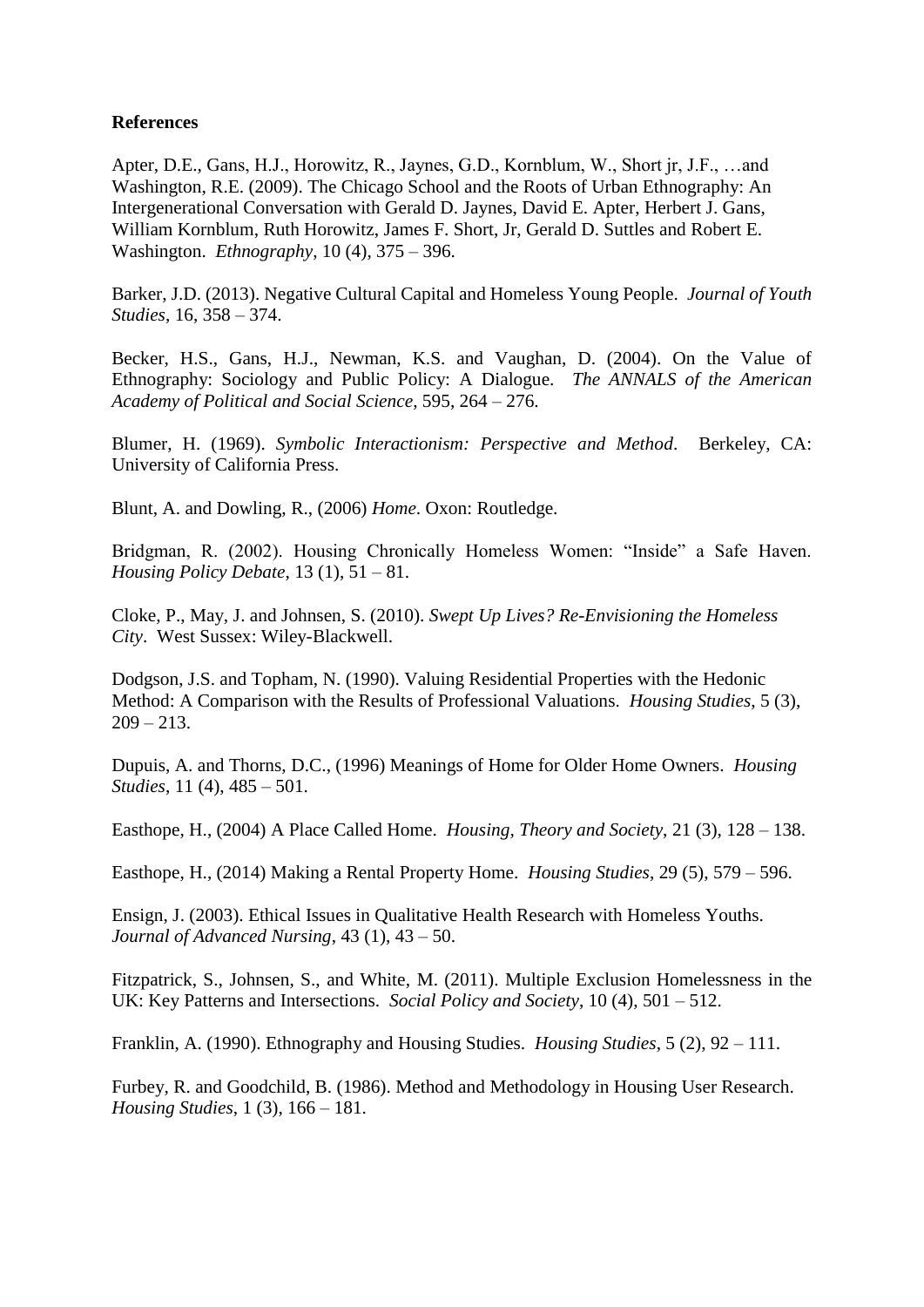**References**

Apter, D.E., Gans, H.J., Horowitz, R., Jaynes, G.D., Kornblum, W., Short jr, J.F., …and Washington, R.E. (2009). The Chicago School and the Roots of Urban Ethnography: An Intergenerational Conversation with Gerald D. Jaynes, David E. Apter, Herbert J. Gans, William Kornblum, Ruth Horowitz, James F. Short, Jr, Gerald D. Suttles and Robert E. Washington. *Ethnography*, 10 (4), 375 – 396.

Barker, J.D. (2013). Negative Cultural Capital and Homeless Young People. *Journal of Youth Studies*, 16, 358 – 374.

Becker, H.S., Gans, H.J., Newman, K.S. and Vaughan, D. (2004). On the Value of Ethnography: Sociology and Public Policy: A Dialogue. *The ANNALS of the American Academy of Political and Social Science*, 595, 264 – 276.

Blumer, H. (1969). *Symbolic Interactionism: Perspective and Method*. Berkeley, CA: University of California Press.

Blunt, A. and Dowling, R., (2006) *Home*. Oxon: Routledge.

Bridgman, R. (2002). Housing Chronically Homeless Women: "Inside" a Safe Haven. *Housing Policy Debate*, 13 (1), 51 – 81.

Cloke, P., May, J. and Johnsen, S. (2010). *Swept Up Lives? Re-Envisioning the Homeless City*. West Sussex: Wiley-Blackwell.

Dodgson, J.S. and Topham, N. (1990). Valuing Residential Properties with the Hedonic Method: A Comparison with the Results of Professional Valuations. *Housing Studies*, 5 (3), 209 – 213.

Dupuis, A. and Thorns, D.C., (1996) Meanings of Home for Older Home Owners. *Housing Studies*, 11 (4), 485 – 501.

Easthope, H., (2004) A Place Called Home. *Housing, Theory and Society*, 21 (3), 128 – 138.

Easthope, H., (2014) Making a Rental Property Home. *Housing Studies*, 29 (5), 579 – 596.

Ensign, J. (2003). Ethical Issues in Qualitative Health Research with Homeless Youths. *Journal of Advanced Nursing*, 43 (1), 43 – 50.

Fitzpatrick, S., Johnsen, S., and White, M. (2011). Multiple Exclusion Homelessness in the UK: Key Patterns and Intersections. *Social Policy and Society*, 10 (4), 501 – 512.

Franklin, A. (1990). Ethnography and Housing Studies. *Housing Studies*, 5 (2), 92 – 111.

Furbey, R. and Goodchild, B. (1986). Method and Methodology in Housing User Research. *Housing Studies*, 1 (3), 166 – 181.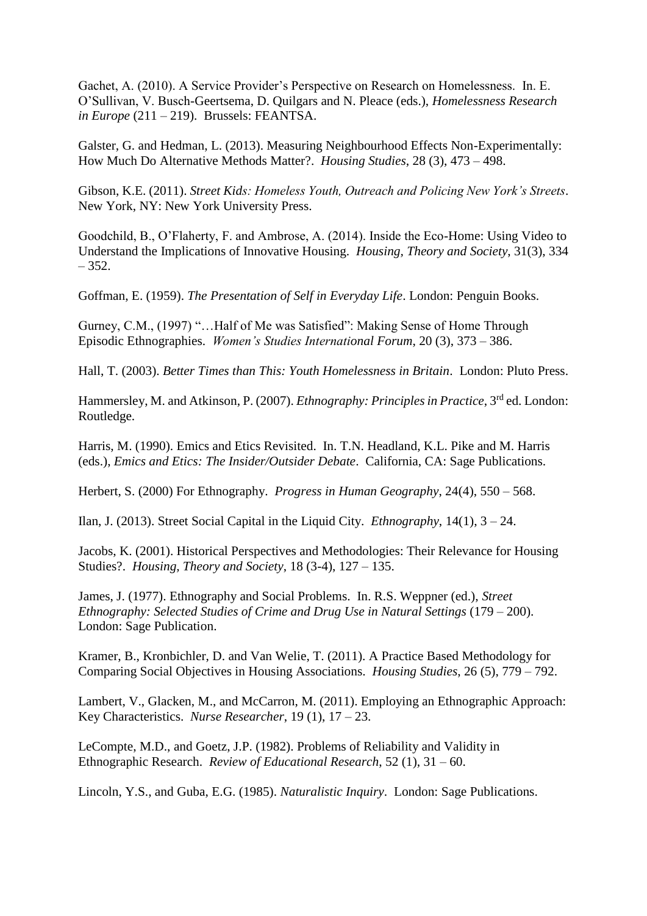Gachet, A. (2010). A Service Provider's Perspective on Research on Homelessness. In. E. O'Sullivan, V. Busch-Geertsema, D. Quilgars and N. Pleace (eds.), *Homelessness Research in Europe* (211 – 219). Brussels: FEANTSA.

Galster, G. and Hedman, L. (2013). Measuring Neighbourhood Effects Non-Experimentally: How Much Do Alternative Methods Matter?. *Housing Studies*, 28 (3), 473 – 498.

Gibson, K.E. (2011). *Street Kids: Homeless Youth, Outreach and Policing New York's Streets*. New York, NY: New York University Press.

Goodchild, B., O'Flaherty, F. and Ambrose, A. (2014). Inside the Eco-Home: Using Video to Understand the Implications of Innovative Housing. *Housing, Theory and Society*, 31(3), 334 – 352.

Goffman, E. (1959). *The Presentation of Self in Everyday Life*. London: Penguin Books.

Gurney, C.M., (1997) "…Half of Me was Satisfied": Making Sense of Home Through Episodic Ethnographies. *Women's Studies International Forum*, 20 (3), 373 – 386.

Hall, T. (2003). *Better Times than This: Youth Homelessness in Britain*. London: Pluto Press.

Hammersley, M. and Atkinson, P. (2007). *Ethnography: Principles in Practice*, 3rd ed. London: Routledge.

Harris, M. (1990). Emics and Etics Revisited. In. T.N. Headland, K.L. Pike and M. Harris (eds.), *Emics and Etics: The Insider/Outsider Debate*. California, CA: Sage Publications.

Herbert, S. (2000) For Ethnography. *Progress in Human Geography*, 24(4), 550 – 568.

Ilan, J. (2013). Street Social Capital in the Liquid City. *Ethnography*, 14(1), 3 – 24.

Jacobs, K. (2001). Historical Perspectives and Methodologies: Their Relevance for Housing Studies?. *Housing, Theory and Society*, 18 (3-4), 127 – 135.

James, J. (1977). Ethnography and Social Problems. In. R.S. Weppner (ed.), *Street Ethnography: Selected Studies of Crime and Drug Use in Natural Settings* (179 – 200). London: Sage Publication.

Kramer, B., Kronbichler, D. and Van Welie, T. (2011). A Practice Based Methodology for Comparing Social Objectives in Housing Associations. *Housing Studies*, 26 (5), 779 – 792.

Lambert, V., Glacken, M., and McCarron, M. (2011). Employing an Ethnographic Approach: Key Characteristics. *Nurse Researcher*, 19 (1), 17 – 23.

LeCompte, M.D., and Goetz, J.P. (1982). Problems of Reliability and Validity in Ethnographic Research. *Review of Educational Research*, 52 (1), 31 – 60.

Lincoln, Y.S., and Guba, E.G. (1985). *Naturalistic Inquiry*. London: Sage Publications.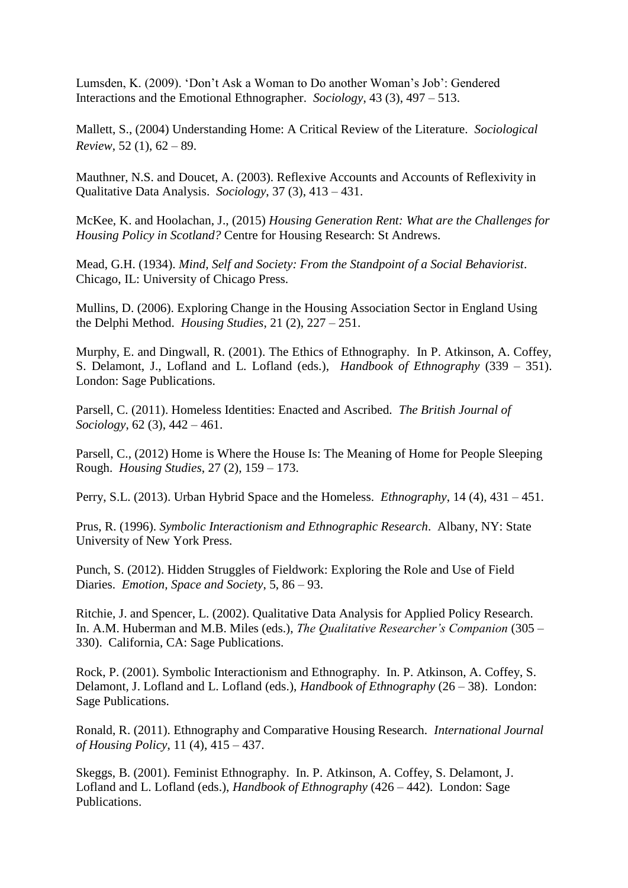Lumsden, K. (2009). 'Don't Ask a Woman to Do another Woman's Job': Gendered Interactions and the Emotional Ethnographer. *Sociology*, 43 (3), 497 – 513.

Mallett, S., (2004) Understanding Home: A Critical Review of the Literature. *Sociological Review*, 52 (1), 62 – 89.

Mauthner, N.S. and Doucet, A. (2003). Reflexive Accounts and Accounts of Reflexivity in Qualitative Data Analysis. *Sociology*, 37 (3), 413 – 431.

McKee, K. and Hoolachan, J., (2015) *Housing Generation Rent: What are the Challenges for Housing Policy in Scotland?* Centre for Housing Research: St Andrews.

Mead, G.H. (1934). *Mind, Self and Society: From the Standpoint of a Social Behaviorist*. Chicago, IL: University of Chicago Press.

Mullins, D. (2006). Exploring Change in the Housing Association Sector in England Using the Delphi Method. *Housing Studies*, 21 (2), 227 – 251.

Murphy, E. and Dingwall, R. (2001). The Ethics of Ethnography. In P. Atkinson, A. Coffey, S. Delamont, J., Lofland and L. Lofland (eds.), *Handbook of Ethnography* (339 – 351). London: Sage Publications.

Parsell, C. (2011). Homeless Identities: Enacted and Ascribed. *The British Journal of Sociology*, 62 (3), 442 – 461.

Parsell, C., (2012) Home is Where the House Is: The Meaning of Home for People Sleeping Rough. *Housing Studies*, 27 (2), 159 – 173.

Perry, S.L. (2013). Urban Hybrid Space and the Homeless. *Ethnography*, 14 (4), 431 – 451.

Prus, R. (1996). *Symbolic Interactionism and Ethnographic Research*. Albany, NY: State University of New York Press.

Punch, S. (2012). Hidden Struggles of Fieldwork: Exploring the Role and Use of Field Diaries. *Emotion, Space and Society*, 5, 86 – 93.

Ritchie, J. and Spencer, L. (2002). Qualitative Data Analysis for Applied Policy Research. In. A.M. Huberman and M.B. Miles (eds.), *The Qualitative Researcher's Companion* (305 – 330). California, CA: Sage Publications.

Rock, P. (2001). Symbolic Interactionism and Ethnography. In P. Atkinson, A. Coffey, S. Delamont, J. Lofland and L. Lofland (eds.), *Handbook of Ethnography* (26 – 38). London: Sage Publications.

Ronald, R. (2011). Ethnography and Comparative Housing Research. *International Journal of Housing Policy*, 11 (4), 415 – 437.

Skeggs, B. (2001). Feminist Ethnography. In P. Atkinson, A. Coffey, S. Delamont, J. Lofland and L. Lofland (eds.), *Handbook of Ethnography* (426 – 442). London: Sage Publications.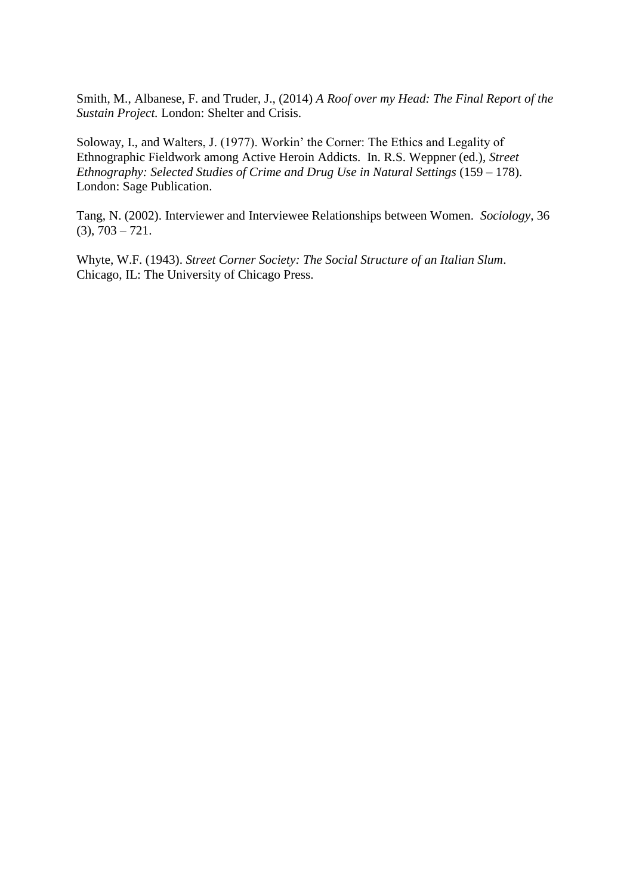Smith, M., Albanese, F. and Truder, J., (2014) *A Roof over my Head: The Final Report of the Sustain Project*. London: Shelter and Crisis.

Soloway, I., and Walters, J. (1977). Workin' the Corner: The Ethics and Legality of Ethnographic Fieldwork among Active Heroin Addicts. In. R.S. Weppner (ed.), *Street Ethnography: Selected Studies of Crime and Drug Use in Natural Settings* (159 – 178). London: Sage Publication.

Tang, N. (2002). Interviewer and Interviewee Relationships between Women. *Sociology*, 36 (3), 703 – 721.

Whyte, W.F. (1943). *Street Corner Society: The Social Structure of an Italian Slum*. Chicago, IL: The University of Chicago Press.